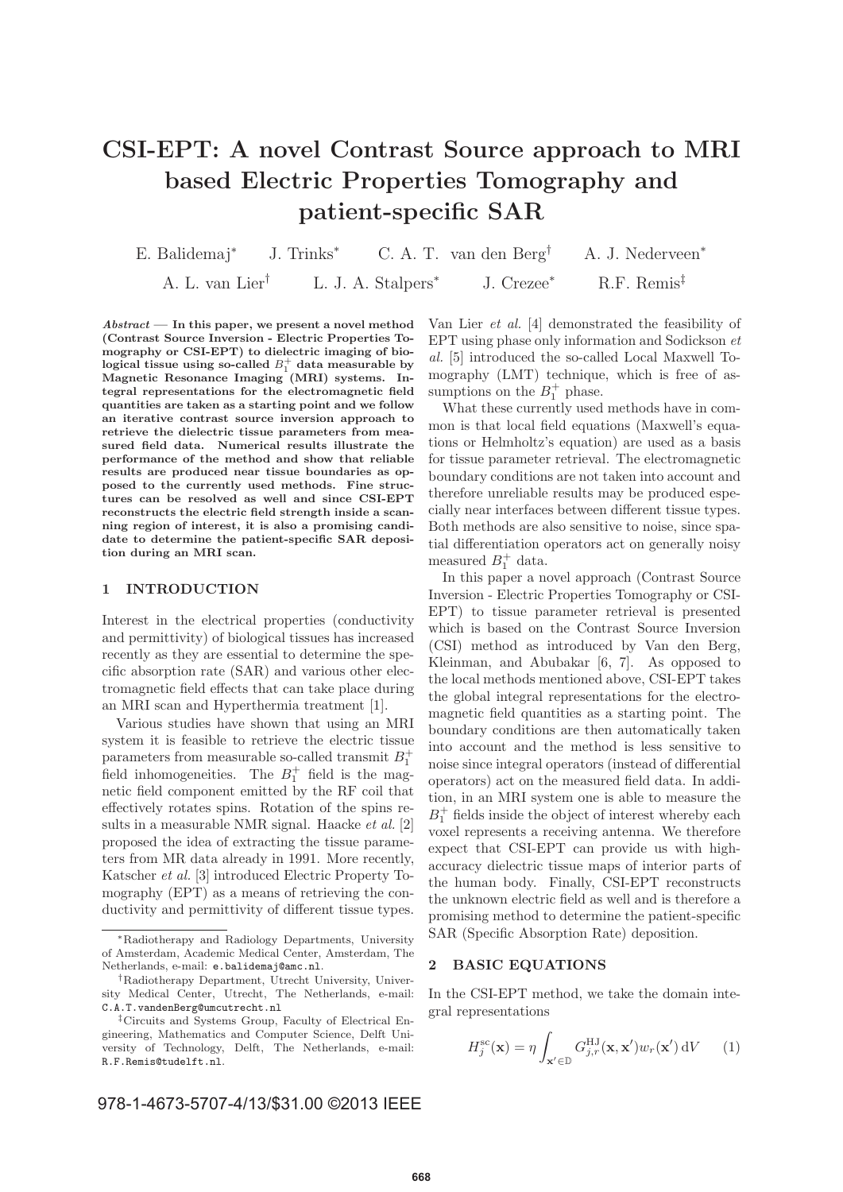# CSI-EPT: A novel Contrast Source approach to MRI based Electric Properties Tomography and patient-specific SAR

E. Balidemaj[*] J. Trinks[*] C. A. T. van den Berg[†] A. J. Nederveen[*]

A. L. van Lier[†] L. J. A. Stalpers[*] J. Crezee[*] R.F. Remis[‡]

***Abstract*** — **In this paper, we present a novel method (Contrast Source Inversion - Electric Properties Tomography or CSI-EPT) to dielectric imaging of biological tissue using so-called $B_1^+$ data measurable by Magnetic Resonance Imaging (MRI) systems. Integral representations for the electromagnetic field quantities are taken as a starting point and we follow an iterative contrast source inversion approach to retrieve the dielectric tissue parameters from measured field data. Numerical results illustrate the performance of the method and show that reliable results are produced near tissue boundaries as opposed to the currently used methods. Fine structures can be resolved as well and since CSI-EPT reconstructs the electric field strength inside a scanning region of interest, it is also a promising candidate to determine the patient-specific SAR deposition during an MRI scan.**

## 1 INTRODUCTION

Interest in the electrical properties (conductivity and permittivity) of biological tissues has increased recently as they are essential to determine the specific absorption rate (SAR) and various other electromagnetic field effects that can take place during an MRI scan and Hyperthermia treatment [1].

Various studies have shown that using an MRI system it is feasible to retrieve the electric tissue parameters from measurable so-called transmit $B_1^+$ field inhomogeneities. The $B_1^+$ field is the magnetic field component emitted by the RF coil that effectively rotates spins. Rotation of the spins results in a measurable NMR signal. Haacke *et al.* [2] proposed the idea of extracting the tissue parameters from MR data already in 1991. More recently, Katscher *et al.* [3] introduced Electric Property Tomography (EPT) as a means of retrieving the conductivity and permittivity of different tissue types. Van Lier *et al.* [4] demonstrated the feasibility of EPT using phase only information and Sodickson *et al.* [5] introduced the so-called Local Maxwell Tomography (LMT) technique, which is free of assumptions on the $B_1^+$ phase.

What these currently used methods have in common is that local field equations (Maxwell's equations or Helmholtz's equation) are used as a basis for tissue parameter retrieval. The electromagnetic boundary conditions are not taken into account and therefore unreliable results may be produced especially near interfaces between different tissue types. Both methods are also sensitive to noise, since spatial differentiation operators act on generally noisy measured $B_1^+$ data.

In this paper a novel approach (Contrast Source Inversion - Electric Properties Tomography or CSI-EPT) to tissue parameter retrieval is presented which is based on the Contrast Source Inversion (CSI) method as introduced by Van den Berg, Kleinman, and Abubakar [6, 7]. As opposed to the local methods mentioned above, CSI-EPT takes the global integral representations for the electromagnetic field quantities as a starting point. The boundary conditions are then automatically taken into account and the method is less sensitive to noise since integral operators (instead of differential operators) act on the measured field data. In addition, in an MRI system one is able to measure the $B_1^+$ fields inside the object of interest whereby each voxel represents a receiving antenna. We therefore expect that CSI-EPT can provide us with high-accuracy dielectric tissue maps of interior parts of the human body. Finally, CSI-EPT reconstructs the unknown electric field as well and is therefore a promising method to determine the patient-specific SAR (Specific Absorption Rate) deposition.

## 2 BASIC EQUATIONS

In the CSI-EPT method, we take the domain integral representations

$$H_j^{\text{sc}}(\mathbf{x}) = \eta \int_{\mathbf{x}' \in \mathbb{D}} G_{j,r}^{\text{HJ}}(\mathbf{x}, \mathbf{x}') w_r(\mathbf{x}')\, \mathrm{d}V \qquad (1)$$

[*]Radiotherapy and Radiology Departments, University of Amsterdam, Academic Medical Center, Amsterdam, The Netherlands, e-mail: e.balidemaj@amc.nl.

[†]Radiotherapy Department, Utrecht University, University Medical Center, Utrecht, The Netherlands, e-mail: C.A.T.vandenBerg@umcutrecht.nl

[‡]Circuits and Systems Group, Faculty of Electrical Engineering, Mathematics and Computer Science, Delft University of Technology, Delft, The Netherlands, e-mail: R.F.Remis@tudelft.nl.

978-1-4673-5707-4/13/$31.00 ©2013 IEEE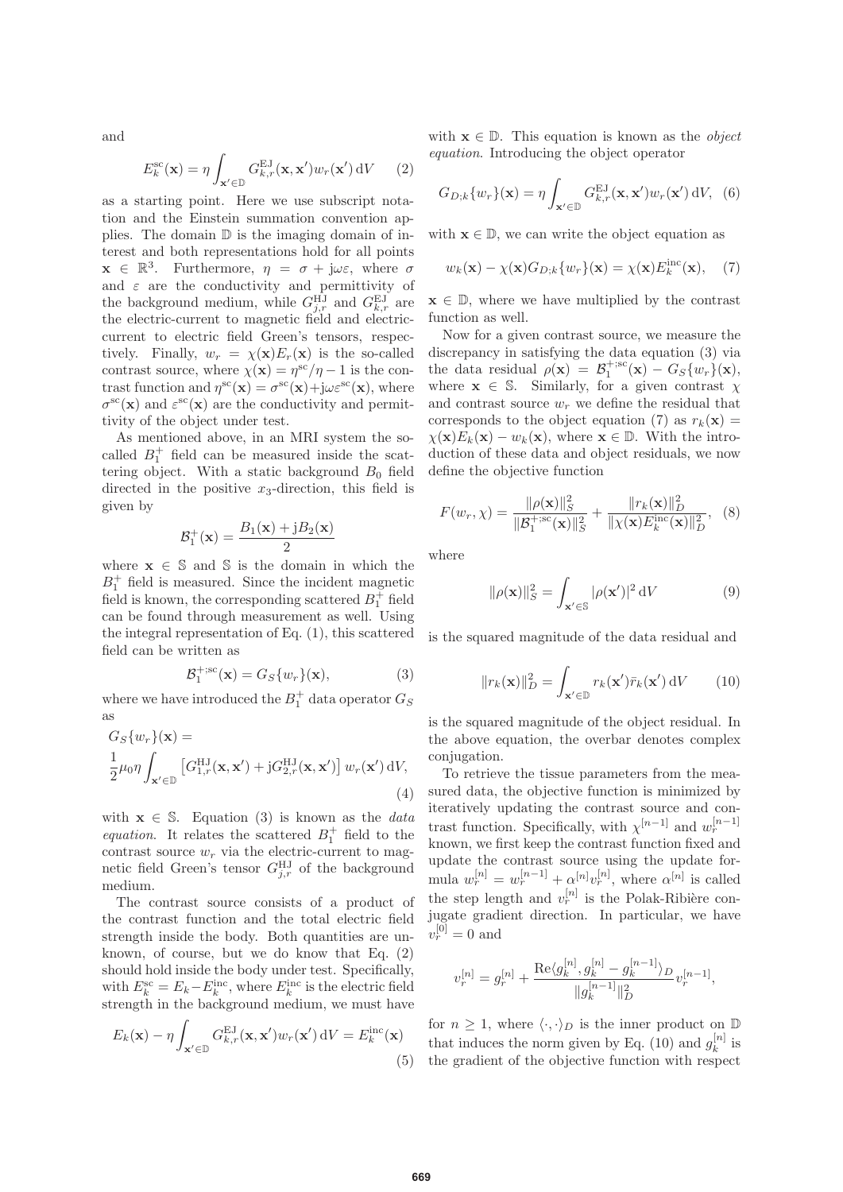and

$$E_k^{\mathrm{sc}}(\mathbf{x}) = \eta \int_{\mathbf{x}' \in \mathbb{D}} G_{k,r}^{\mathrm{EJ}}(\mathbf{x}, \mathbf{x}') w_r(\mathbf{x}') \, \mathrm{d}V \qquad (2)$$

as a starting point. Here we use subscript notation and the Einstein summation convention applies. The domain $\mathbb{D}$ is the imaging domain of interest and both representations hold for all points $\mathbf{x} \in \mathbb{R}^3$. Furthermore, $\eta = \sigma + \mathrm{j}\omega\varepsilon$, where $\sigma$ and $\varepsilon$ are the conductivity and permittivity of the background medium, while $G_{j,r}^{\mathrm{HJ}}$ and $G_{k,r}^{\mathrm{EJ}}$ are the electric-current to magnetic field and electric-current to electric field Green's tensors, respectively. Finally, $w_r = \chi(\mathbf{x})E_r(\mathbf{x})$ is the so-called contrast source, where $\chi(\mathbf{x}) = \eta^{\mathrm{sc}}/\eta - 1$ is the contrast function and $\eta^{\mathrm{sc}}(\mathbf{x}) = \sigma^{\mathrm{sc}}(\mathbf{x}) + \mathrm{j}\omega\varepsilon^{\mathrm{sc}}(\mathbf{x})$, where $\sigma^{\mathrm{sc}}(\mathbf{x})$ and $\varepsilon^{\mathrm{sc}}(\mathbf{x})$ are the conductivity and permittivity of the object under test.

As mentioned above, in an MRI system the so-called $B_1^+$ field can be measured inside the scattering object. With a static background $B_0$ field directed in the positive $x_3$-direction, this field is given by

$$\mathcal{B}_1^+(\mathbf{x}) = \frac{B_1(\mathbf{x}) + \mathrm{j}B_2(\mathbf{x})}{2}$$

where $\mathbf{x} \in \mathbb{S}$ and $\mathbb{S}$ is the domain in which the $B_1^+$ field is measured. Since the incident magnetic field is known, the corresponding scattered $B_1^+$ field can be found through measurement as well. Using the integral representation of Eq. (1), this scattered field can be written as

$$\mathcal{B}_1^{+;\mathrm{sc}}(\mathbf{x}) = G_S\{w_r\}(\mathbf{x}), \qquad (3)$$

where we have introduced the $B_1^+$ data operator $G_S$ as

$$G_S\{w_r\}(\mathbf{x}) = \frac{1}{2}\mu_0\eta \int_{\mathbf{x}' \in \mathbb{D}} \left[ G_{1,r}^{\mathrm{HJ}}(\mathbf{x}, \mathbf{x}') + \mathrm{j}G_{2,r}^{\mathrm{HJ}}(\mathbf{x}, \mathbf{x}') \right] w_r(\mathbf{x}') \, \mathrm{d}V, \qquad (4)$$

with $\mathbf{x} \in \mathbb{S}$. Equation (3) is known as the *data equation*. It relates the scattered $B_1^+$ field to the contrast source $w_r$ via the electric-current to magnetic field Green's tensor $G_{j,r}^{\mathrm{HJ}}$ of the background medium.

The contrast source consists of a product of the contrast function and the total electric field strength inside the body. Both quantities are unknown, of course, but we do know that Eq. (2) should hold inside the body under test. Specifically, with $E_k^{\mathrm{sc}} = E_k - E_k^{\mathrm{inc}}$, where $E_k^{\mathrm{inc}}$ is the electric field strength in the background medium, we must have

$$E_k(\mathbf{x}) - \eta \int_{\mathbf{x}' \in \mathbb{D}} G_{k,r}^{\mathrm{EJ}}(\mathbf{x}, \mathbf{x}') w_r(\mathbf{x}') \, \mathrm{d}V = E_k^{\mathrm{inc}}(\mathbf{x}) \qquad (5)$$

with $\mathbf{x} \in \mathbb{D}$. This equation is known as the *object equation*. Introducing the object operator

$$G_{D;k}\{w_r\}(\mathbf{x}) = \eta \int_{\mathbf{x}' \in \mathbb{D}} G_{k,r}^{\mathrm{EJ}}(\mathbf{x}, \mathbf{x}') w_r(\mathbf{x}') \, \mathrm{d}V, \qquad (6)$$

with $\mathbf{x} \in \mathbb{D}$, we can write the object equation as

$$w_k(\mathbf{x}) - \chi(\mathbf{x}) G_{D;k}\{w_r\}(\mathbf{x}) = \chi(\mathbf{x}) E_k^{\mathrm{inc}}(\mathbf{x}), \qquad (7)$$

$\mathbf{x} \in \mathbb{D}$, where we have multiplied by the contrast function as well.

Now for a given contrast source, we measure the discrepancy in satisfying the data equation (3) via the data residual $\rho(\mathbf{x}) = \mathcal{B}_1^{+;\mathrm{sc}}(\mathbf{x}) - G_S\{w_r\}(\mathbf{x})$, where $\mathbf{x} \in \mathbb{S}$. Similarly, for a given contrast $\chi$ and contrast source $w_r$ we define the residual that corresponds to the object equation (7) as $r_k(\mathbf{x}) = \chi(\mathbf{x})E_k(\mathbf{x}) - w_k(\mathbf{x})$, where $\mathbf{x} \in \mathbb{D}$. With the introduction of these data and object residuals, we now define the objective function

$$F(w_r, \chi) = \frac{\|\rho(\mathbf{x})\|_S^2}{\|\mathcal{B}_1^{+;\mathrm{sc}}(\mathbf{x})\|_S^2} + \frac{\|r_k(\mathbf{x})\|_D^2}{\|\chi(\mathbf{x})E_k^{\mathrm{inc}}(\mathbf{x})\|_D^2}, \qquad (8)$$

where

$$\|\rho(\mathbf{x})\|_S^2 = \int_{\mathbf{x}' \in \mathbb{S}} |\rho(\mathbf{x}')|^2 \, \mathrm{d}V \qquad (9)$$

is the squared magnitude of the data residual and

$$\|r_k(\mathbf{x})\|_D^2 = \int_{\mathbf{x}' \in \mathbb{D}} r_k(\mathbf{x}') \bar{r}_k(\mathbf{x}') \, \mathrm{d}V \qquad (10)$$

is the squared magnitude of the object residual. In the above equation, the overbar denotes complex conjugation.

To retrieve the tissue parameters from the measured data, the objective function is minimized by iteratively updating the contrast source and contrast function. Specifically, with $\chi^{[n-1]}$ and $w_r^{[n-1]}$ known, we first keep the contrast function fixed and update the contrast source using the update formula $w_r^{[n]} = w_r^{[n-1]} + \alpha^{[n]} v_r^{[n]}$, where $\alpha^{[n]}$ is called the step length and $v_r^{[n]}$ is the Polak-Ribière conjugate gradient direction. In particular, we have $v_r^{[0]} = 0$ and

$$v_r^{[n]} = g_r^{[n]} + \frac{\mathrm{Re}\langle g_k^{[n]}, g_k^{[n]} - g_k^{[n-1]} \rangle_D}{\|g_k^{[n-1]}\|_D^2} v_r^{[n-1]},$$

for $n \geq 1$, where $\langle \cdot, \cdot \rangle_D$ is the inner product on $\mathbb{D}$ that induces the norm given by Eq. (10) and $g_k^{[n]}$ is the gradient of the objective function with respect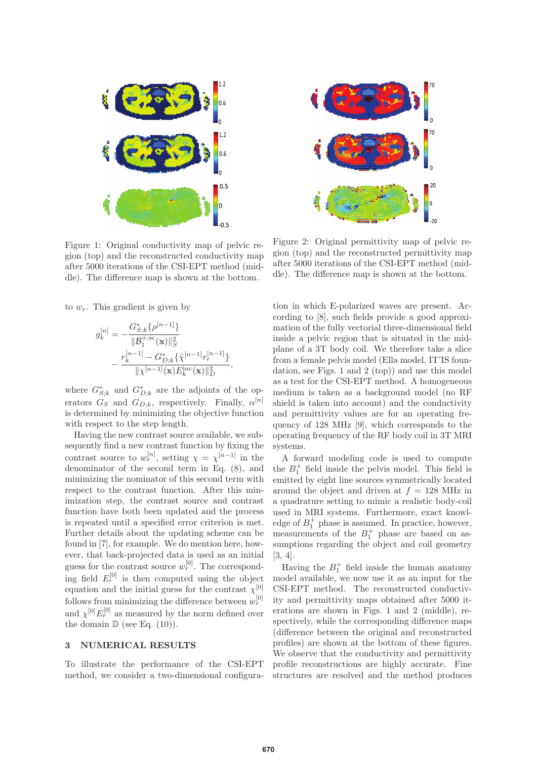Figure 1: Original conductivity map of pelvic region (top) and the reconstructed conductivity map after 5000 iterations of the CSI-EPT method (middle). The difference map is shown at the bottom.

Figure 2: Original permittivity map of pelvic region (top) and the reconstructed permittivity map after 5000 iterations of the CSI-EPT method (middle). The difference map is shown at the bottom.

to $w_r$. This gradient is given by

$$g_k^{[n]} = -\frac{G^*_{S;k}\{\rho^{[n-1]}\}}{\|\mathcal{B}_1^{+;\mathrm{sc}}(\mathbf{x})\|_S^2} - \frac{r_k^{[n-1]} - G^*_{D;k}\{\bar{\chi}^{[n-1]} r_r^{[n-1]}\}}{\|\chi^{[n-1]}(\mathbf{x}) E_k^{\mathrm{inc}}(\mathbf{x})\|_D^2},$$

where $G^*_{S;k}$ and $G^*_{D;k}$ are the adjoints of the operators $G_S$ and $G_{D;k}$, respectively. Finally, $\alpha^{[n]}$ is determined by minimizing the objective function with respect to the step length.

Having the new contrast source available, we subsequently find a new contrast function by fixing the contrast source to $w_r^{[n]}$, setting $\chi = \chi^{[n-1]}$ in the denominator of the second term in Eq. (8), and minimizing the nominator of this second term with respect to the contrast function. After this minimization step, the contrast source and contrast function have both been updated and the process is repeated until a specified error criterion is met. Further details about the updating scheme can be found in [7], for example. We do mention here, however, that back-projected data is used as an initial guess for the contrast source $w_r^{[0]}$. The corresponding field $E_r^{[0]}$ is then computed using the object equation and the initial guess for the contrast $\chi^{[0]}$ follows from minimizing the difference between $w_r^{[0]}$ and $\chi^{[0]} E_r^{[0]}$ as measured by the norm defined over the domain $\mathbb{D}$ (see Eq. (10)).

## 3 NUMERICAL RESULTS

To illustrate the performance of the CSI-EPT method, we consider a two-dimensional configuration in which E-polarized waves are present. According to [8], such fields provide a good approximation of the fully vectorial three-dimensional field inside a pelvic region that is situated in the midplane of a 3T body coil. We therefore take a slice from a female pelvis model (Ella model, IT'IS foundation, see Figs. 1 and 2 (top)) and use this model as a test for the CSI-EPT method. A homogeneous medium is taken as a background model (no RF shield is taken into account) and the conductivity and permittivity values are for an operating frequency of 128 MHz [9], which corresponds to the operating frequency of the RF body coil in 3T MRI systems.

A forward modeling code is used to compute the $B_1^+$ field inside the pelvis model. This field is emitted by eight line sources symmetrically located around the object and driven at $f = 128$ MHz in a quadrature setting to mimic a realistic body-coil used in MRI systems. Furthermore, exact knowledge of $B_1^+$ phase is assumed. In practice, however, measurements of the $B_1^+$ phase are based on assumptions regarding the object and coil geometry [3, 4].

Having the $B_1^+$ field inside the human anatomy model available, we now use it as an input for the CSI-EPT method. The reconstructed conductivity and permittivity maps obtained after 5000 iterations are shown in Figs. 1 and 2 (middle), respectively, while the corresponding difference maps (difference between the original and reconstructed profiles) are shown at the bottom of these figures. We observe that the conductivity and permittivity profile reconstructions are highly accurate. Fine structures are resolved and the method produces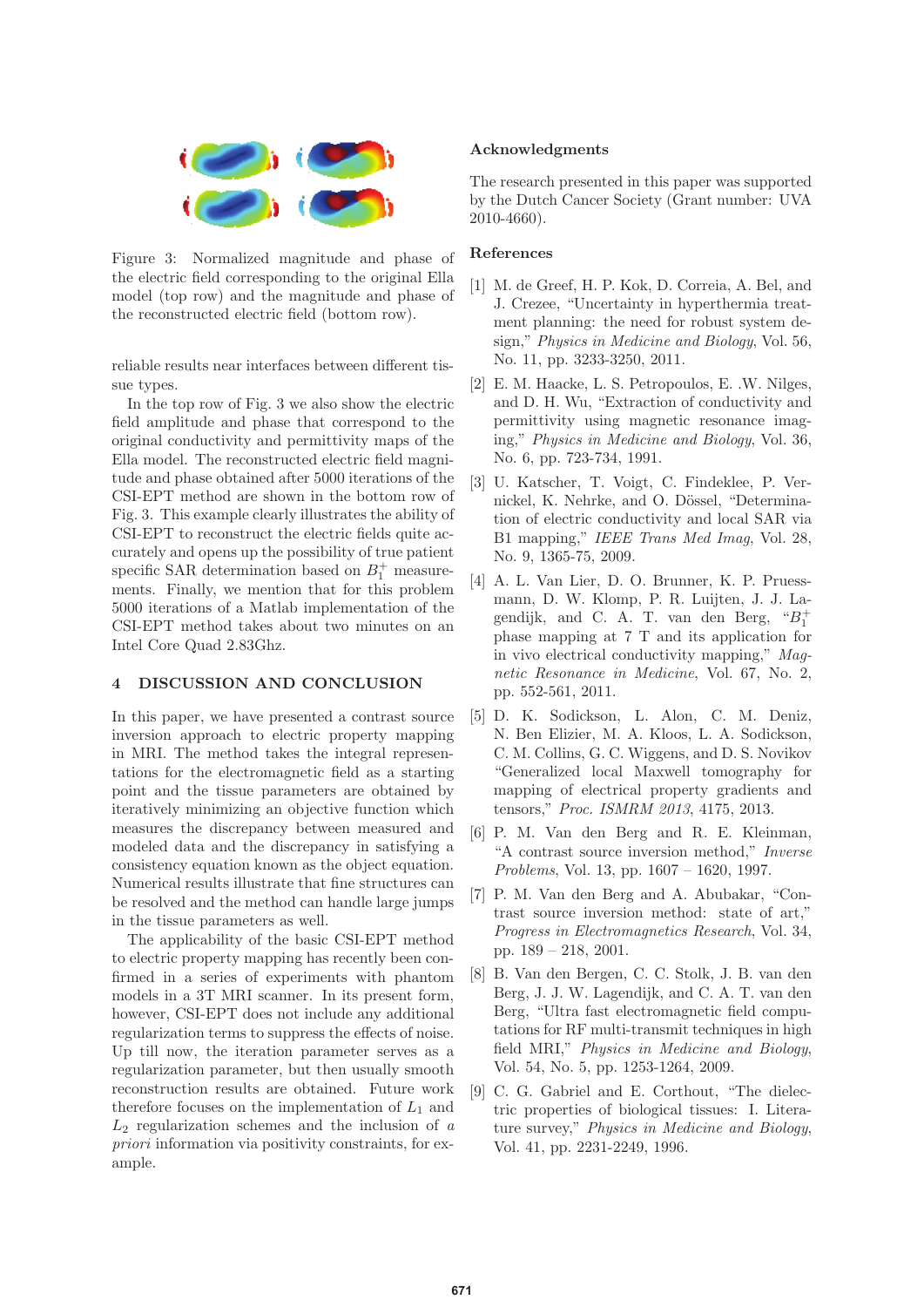Figure 3: Normalized magnitude and phase of the electric field corresponding to the original Ella model (top row) and the magnitude and phase of the reconstructed electric field (bottom row).

reliable results near interfaces between different tissue types.

In the top row of Fig. 3 we also show the electric field amplitude and phase that correspond to the original conductivity and permittivity maps of the Ella model. The reconstructed electric field magnitude and phase obtained after 5000 iterations of the CSI-EPT method are shown in the bottom row of Fig. 3. This example clearly illustrates the ability of CSI-EPT to reconstruct the electric fields quite accurately and opens up the possibility of true patient specific SAR determination based on $B_1^+$ measurements. Finally, we mention that for this problem 5000 iterations of a Matlab implementation of the CSI-EPT method takes about two minutes on an Intel Core Quad 2.83Ghz.

## 4 DISCUSSION AND CONCLUSION

In this paper, we have presented a contrast source inversion approach to electric property mapping in MRI. The method takes the integral representations for the electromagnetic field as a starting point and the tissue parameters are obtained by iteratively minimizing an objective function which measures the discrepancy between measured and modeled data and the discrepancy in satisfying a consistency equation known as the object equation. Numerical results illustrate that fine structures can be resolved and the method can handle large jumps in the tissue parameters as well.

The applicability of the basic CSI-EPT method to electric property mapping has recently been confirmed in a series of experiments with phantom models in a 3T MRI scanner. In its present form, however, CSI-EPT does not include any additional regularization terms to suppress the effects of noise. Up till now, the iteration parameter serves as a regularization parameter, but then usually smooth reconstruction results are obtained. Future work therefore focuses on the implementation of $L_1$ and $L_2$ regularization schemes and the inclusion of *a priori* information via positivity constraints, for example.

## Acknowledgments

The research presented in this paper was supported by the Dutch Cancer Society (Grant number: UVA 2010-4660).

## References

[1] M. de Greef, H. P. Kok, D. Correia, A. Bel, and J. Crezee, "Uncertainty in hyperthermia treatment planning: the need for robust system design," *Physics in Medicine and Biology*, Vol. 56, No. 11, pp. 3233-3250, 2011.

[2] E. M. Haacke, L. S. Petropoulos, E. .W. Nilges, and D. H. Wu, "Extraction of conductivity and permittivity using magnetic resonance imaging," *Physics in Medicine and Biology*, Vol. 36, No. 6, pp. 723-734, 1991.

[3] U. Katscher, T. Voigt, C. Findeklee, P. Vernickel, K. Nehrke, and O. Dössel, "Determination of electric conductivity and local SAR via B1 mapping," *IEEE Trans Med Imag*, Vol. 28, No. 9, 1365-75, 2009.

[4] A. L. Van Lier, D. O. Brunner, K. P. Pruessmann, D. W. Klomp, P. R. Luijten, J. J. Lagendijk, and C. A. T. van den Berg, "$B_1^+$ phase mapping at 7 T and its application for in vivo electrical conductivity mapping," *Magnetic Resonance in Medicine*, Vol. 67, No. 2, pp. 552-561, 2011.

[5] D. K. Sodickson, L. Alon, C. M. Deniz, N. Ben Elizier, M. A. Kloos, L. A. Sodickson, C. M. Collins, G. C. Wiggens, and D. S. Novikov "Generalized local Maxwell tomography for mapping of electrical property gradients and tensors," *Proc. ISMRM 2013*, 4175, 2013.

[6] P. M. Van den Berg and R. E. Kleinman, "A contrast source inversion method," *Inverse Problems*, Vol. 13, pp. 1607 – 1620, 1997.

[7] P. M. Van den Berg and A. Abubakar, "Contrast source inversion method: state of art," *Progress in Electromagnetics Research*, Vol. 34, pp. 189 – 218, 2001.

[8] B. Van den Bergen, C. C. Stolk, J. B. van den Berg, J. J. W. Lagendijk, and C. A. T. van den Berg, "Ultra fast electromagnetic field computations for RF multi-transmit techniques in high field MRI," *Physics in Medicine and Biology*, Vol. 54, No. 5, pp. 1253-1264, 2009.

[9] C. G. Gabriel and E. Corthout, "The dielectric properties of biological tissues: I. Literature survey," *Physics in Medicine and Biology*, Vol. 41, pp. 2231-2249, 1996.